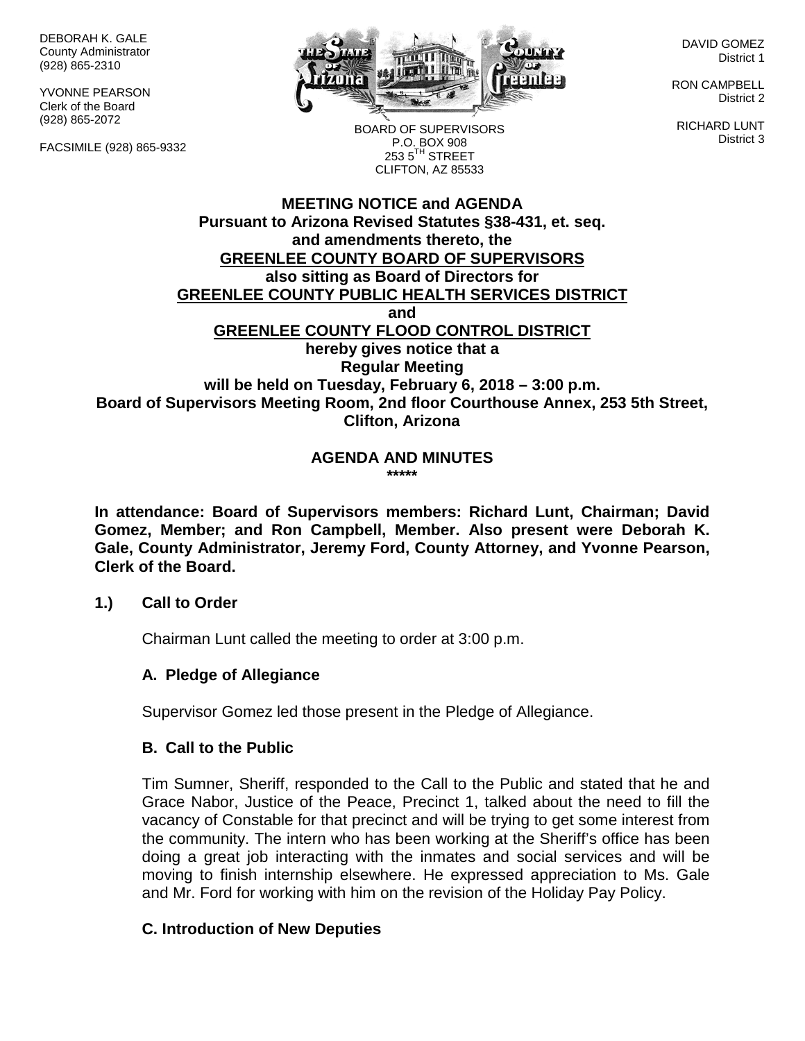DEBORAH K. GALE
County Administrator
(928) 865-2310

YVONNE PEARSON
Clerk of the Board
(928) 865-2072

FACSIMILE (928) 865-9332

BOARD OF SUPERVISORS
P.O. BOX 908
253 5TH STREET
CLIFTON, AZ 85533

DAVID GOMEZ
District 1

RON CAMPBELL
District 2

RICHARD LUNT
District 3

**MEETING NOTICE and AGENDA**
**Pursuant to Arizona Revised Statutes §38-431, et. seq.**
**and amendments thereto, the**
**GREENLEE COUNTY BOARD OF SUPERVISORS**
**also sitting as Board of Directors for**
**GREENLEE COUNTY PUBLIC HEALTH SERVICES DISTRICT**
**and**
**GREENLEE COUNTY FLOOD CONTROL DISTRICT**
**hereby gives notice that a**
**Regular Meeting**
**will be held on Tuesday, February 6, 2018 – 3:00 p.m.**
**Board of Supervisors Meeting Room, 2nd floor Courthouse Annex, 253 5th Street, Clifton, Arizona**

**AGENDA AND MINUTES**
**\*\*\*\*\***

**In attendance: Board of Supervisors members: Richard Lunt, Chairman; David Gomez, Member; and Ron Campbell, Member. Also present were Deborah K. Gale, County Administrator, Jeremy Ford, County Attorney, and Yvonne Pearson, Clerk of the Board.**

## 1.) Call to Order

Chairman Lunt called the meeting to order at 3:00 p.m.

### A. Pledge of Allegiance

Supervisor Gomez led those present in the Pledge of Allegiance.

### B. Call to the Public

Tim Sumner, Sheriff, responded to the Call to the Public and stated that he and Grace Nabor, Justice of the Peace, Precinct 1, talked about the need to fill the vacancy of Constable for that precinct and will be trying to get some interest from the community. The intern who has been working at the Sheriff's office has been doing a great job interacting with the inmates and social services and will be moving to finish internship elsewhere. He expressed appreciation to Ms. Gale and Mr. Ford for working with him on the revision of the Holiday Pay Policy.

### C. Introduction of New Deputies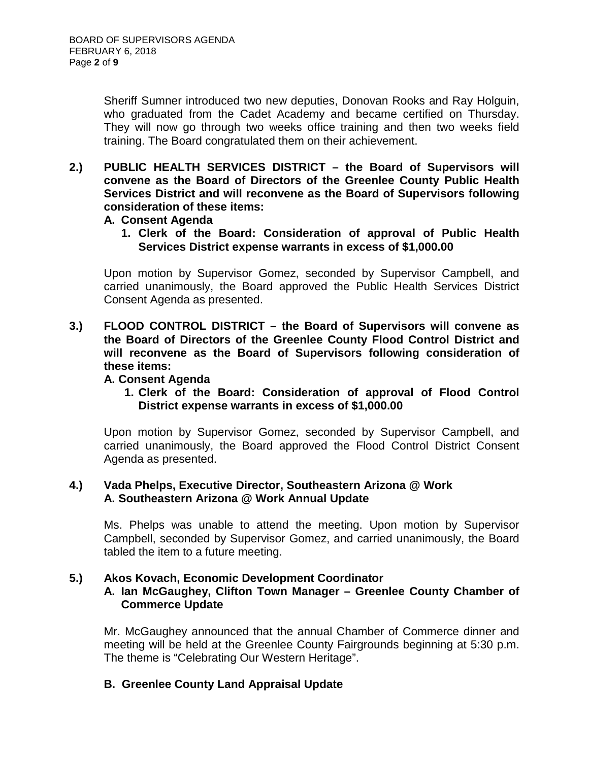Sheriff Sumner introduced two new deputies, Donovan Rooks and Ray Holguin, who graduated from the Cadet Academy and became certified on Thursday. They will now go through two weeks office training and then two weeks field training. The Board congratulated them on their achievement.

**2.) PUBLIC HEALTH SERVICES DISTRICT – the Board of Supervisors will convene as the Board of Directors of the Greenlee County Public Health Services District and will reconvene as the Board of Supervisors following consideration of these items:**

**A. Consent Agenda**

**1. Clerk of the Board: Consideration of approval of Public Health Services District expense warrants in excess of $1,000.00**

Upon motion by Supervisor Gomez, seconded by Supervisor Campbell, and carried unanimously, the Board approved the Public Health Services District Consent Agenda as presented.

**3.) FLOOD CONTROL DISTRICT – the Board of Supervisors will convene as the Board of Directors of the Greenlee County Flood Control District and will reconvene as the Board of Supervisors following consideration of these items:**

**A. Consent Agenda**

**1. Clerk of the Board: Consideration of approval of Flood Control District expense warrants in excess of $1,000.00**

Upon motion by Supervisor Gomez, seconded by Supervisor Campbell, and carried unanimously, the Board approved the Flood Control District Consent Agenda as presented.

**4.) Vada Phelps, Executive Director, Southeastern Arizona @ Work**

**A. Southeastern Arizona @ Work Annual Update**

Ms. Phelps was unable to attend the meeting. Upon motion by Supervisor Campbell, seconded by Supervisor Gomez, and carried unanimously, the Board tabled the item to a future meeting.

**5.) Akos Kovach, Economic Development Coordinator**

**A. Ian McGaughey, Clifton Town Manager – Greenlee County Chamber of Commerce Update**

Mr. McGaughey announced that the annual Chamber of Commerce dinner and meeting will be held at the Greenlee County Fairgrounds beginning at 5:30 p.m. The theme is "Celebrating Our Western Heritage".

**B. Greenlee County Land Appraisal Update**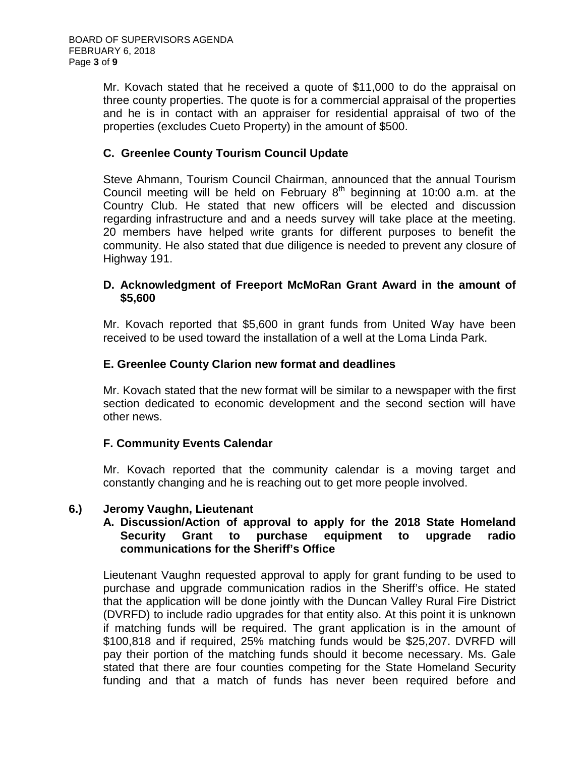Mr. Kovach stated that he received a quote of $11,000 to do the appraisal on three county properties. The quote is for a commercial appraisal of the properties and he is in contact with an appraiser for residential appraisal of two of the properties (excludes Cueto Property) in the amount of $500.

### C. Greenlee County Tourism Council Update

Steve Ahmann, Tourism Council Chairman, announced that the annual Tourism Council meeting will be held on February 8th beginning at 10:00 a.m. at the Country Club. He stated that new officers will be elected and discussion regarding infrastructure and and a needs survey will take place at the meeting. 20 members have helped write grants for different purposes to benefit the community. He also stated that due diligence is needed to prevent any closure of Highway 191.

### D. Acknowledgment of Freeport McMoRan Grant Award in the amount of $5,600

Mr. Kovach reported that $5,600 in grant funds from United Way have been received to be used toward the installation of a well at the Loma Linda Park.

### E. Greenlee County Clarion new format and deadlines

Mr. Kovach stated that the new format will be similar to a newspaper with the first section dedicated to economic development and the second section will have other news.

### F. Community Events Calendar

Mr. Kovach reported that the community calendar is a moving target and constantly changing and he is reaching out to get more people involved.

## 6.) Jeromy Vaughn, Lieutenant

### A. Discussion/Action of approval to apply for the 2018 State Homeland Security Grant to purchase equipment to upgrade radio communications for the Sheriff's Office

Lieutenant Vaughn requested approval to apply for grant funding to be used to purchase and upgrade communication radios in the Sheriff's office. He stated that the application will be done jointly with the Duncan Valley Rural Fire District (DVRFD) to include radio upgrades for that entity also. At this point it is unknown if matching funds will be required. The grant application is in the amount of $100,818 and if required, 25% matching funds would be $25,207. DVRFD will pay their portion of the matching funds should it become necessary. Ms. Gale stated that there are four counties competing for the State Homeland Security funding and that a match of funds has never been required before and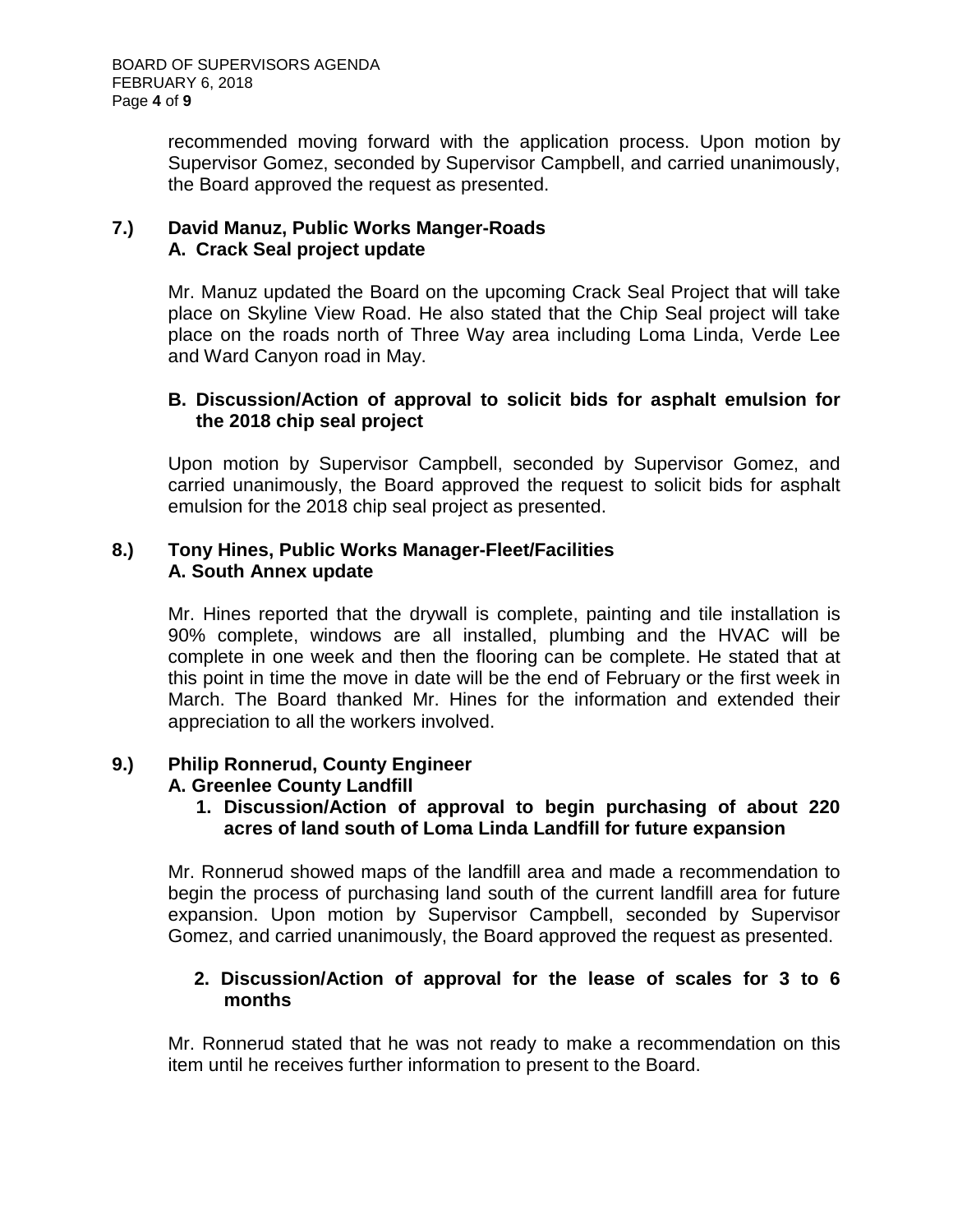recommended moving forward with the application process. Upon motion by Supervisor Gomez, seconded by Supervisor Campbell, and carried unanimously, the Board approved the request as presented.

**7.) David Manuz, Public Works Manger-Roads**
**A. Crack Seal project update**

Mr. Manuz updated the Board on the upcoming Crack Seal Project that will take place on Skyline View Road. He also stated that the Chip Seal project will take place on the roads north of Three Way area including Loma Linda, Verde Lee and Ward Canyon road in May.

**B. Discussion/Action of approval to solicit bids for asphalt emulsion for the 2018 chip seal project**

Upon motion by Supervisor Campbell, seconded by Supervisor Gomez, and carried unanimously, the Board approved the request to solicit bids for asphalt emulsion for the 2018 chip seal project as presented.

**8.) Tony Hines, Public Works Manager-Fleet/Facilities**
**A. South Annex update**

Mr. Hines reported that the drywall is complete, painting and tile installation is 90% complete, windows are all installed, plumbing and the HVAC will be complete in one week and then the flooring can be complete. He stated that at this point in time the move in date will be the end of February or the first week in March. The Board thanked Mr. Hines for the information and extended their appreciation to all the workers involved.

**9.) Philip Ronnerud, County Engineer**
**A. Greenlee County Landfill**

**1. Discussion/Action of approval to begin purchasing of about 220 acres of land south of Loma Linda Landfill for future expansion**

Mr. Ronnerud showed maps of the landfill area and made a recommendation to begin the process of purchasing land south of the current landfill area for future expansion. Upon motion by Supervisor Campbell, seconded by Supervisor Gomez, and carried unanimously, the Board approved the request as presented.

**2. Discussion/Action of approval for the lease of scales for 3 to 6 months**

Mr. Ronnerud stated that he was not ready to make a recommendation on this item until he receives further information to present to the Board.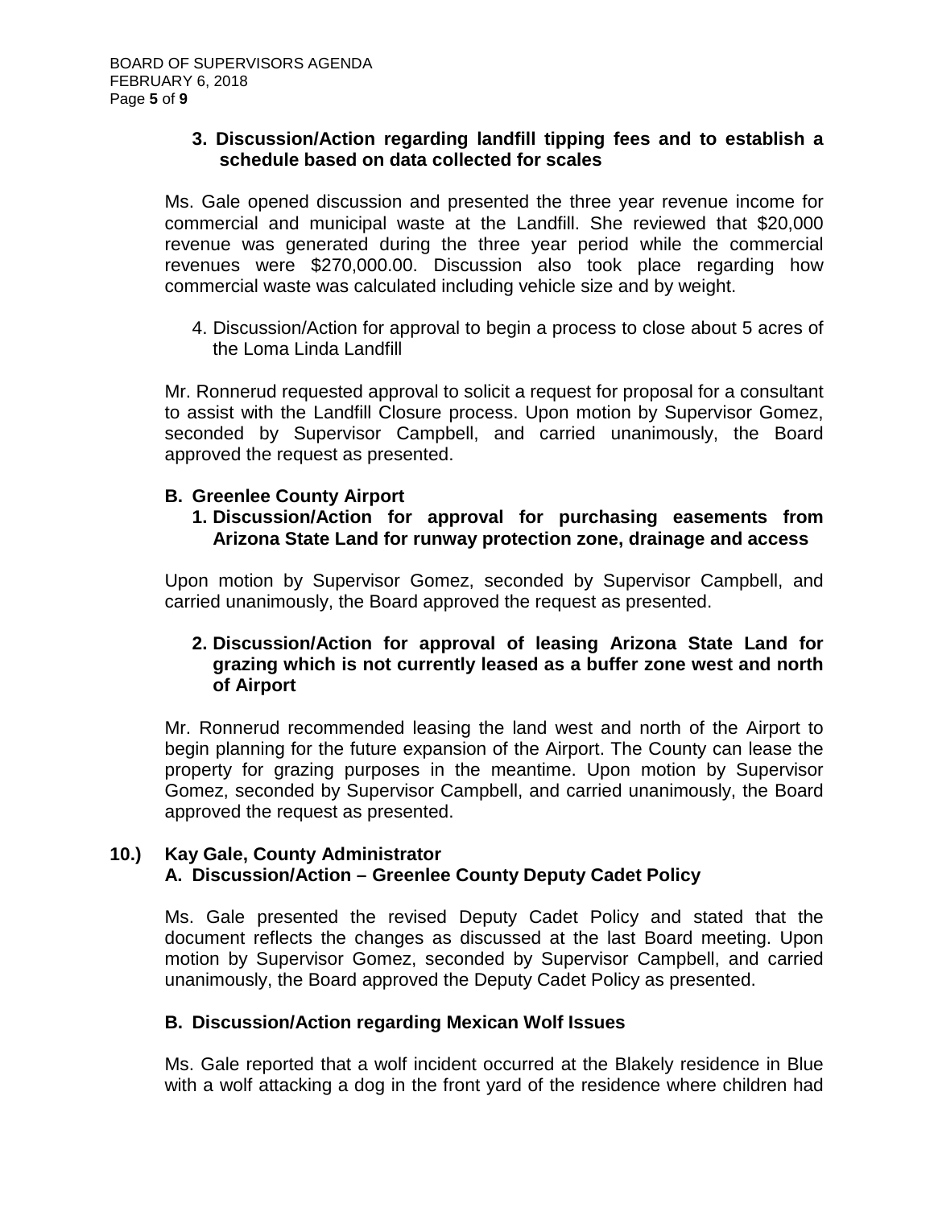**3. Discussion/Action regarding landfill tipping fees and to establish a schedule based on data collected for scales**

Ms. Gale opened discussion and presented the three year revenue income for commercial and municipal waste at the Landfill. She reviewed that $20,000 revenue was generated during the three year period while the commercial revenues were $270,000.00. Discussion also took place regarding how commercial waste was calculated including vehicle size and by weight.

4. Discussion/Action for approval to begin a process to close about 5 acres of the Loma Linda Landfill

Mr. Ronnerud requested approval to solicit a request for proposal for a consultant to assist with the Landfill Closure process. Upon motion by Supervisor Gomez, seconded by Supervisor Campbell, and carried unanimously, the Board approved the request as presented.

**B. Greenlee County Airport**

**1. Discussion/Action for approval for purchasing easements from Arizona State Land for runway protection zone, drainage and access**

Upon motion by Supervisor Gomez, seconded by Supervisor Campbell, and carried unanimously, the Board approved the request as presented.

**2. Discussion/Action for approval of leasing Arizona State Land for grazing which is not currently leased as a buffer zone west and north of Airport**

Mr. Ronnerud recommended leasing the land west and north of the Airport to begin planning for the future expansion of the Airport. The County can lease the property for grazing purposes in the meantime. Upon motion by Supervisor Gomez, seconded by Supervisor Campbell, and carried unanimously, the Board approved the request as presented.

**10.) Kay Gale, County Administrator**

**A. Discussion/Action – Greenlee County Deputy Cadet Policy**

Ms. Gale presented the revised Deputy Cadet Policy and stated that the document reflects the changes as discussed at the last Board meeting. Upon motion by Supervisor Gomez, seconded by Supervisor Campbell, and carried unanimously, the Board approved the Deputy Cadet Policy as presented.

**B. Discussion/Action regarding Mexican Wolf Issues**

Ms. Gale reported that a wolf incident occurred at the Blakely residence in Blue with a wolf attacking a dog in the front yard of the residence where children had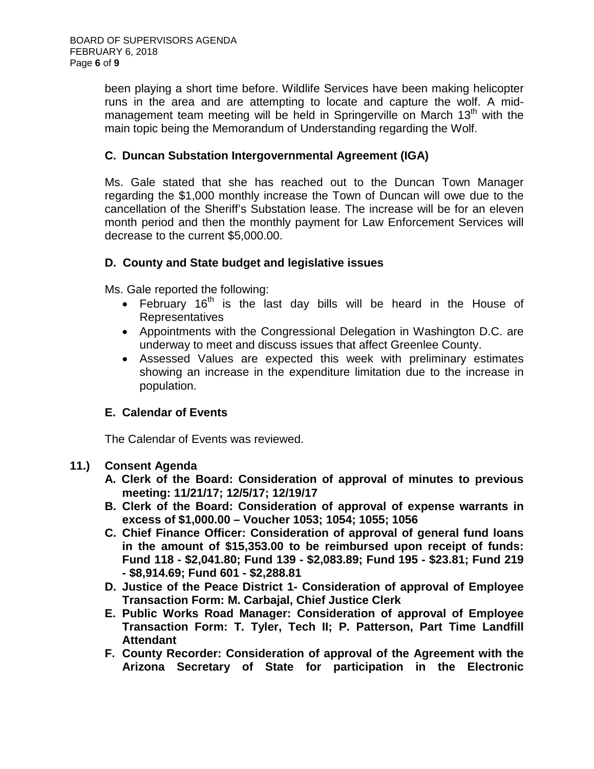been playing a short time before. Wildlife Services have been making helicopter runs in the area and are attempting to locate and capture the wolf. A mid-management team meeting will be held in Springerville on March 13th with the main topic being the Memorandum of Understanding regarding the Wolf.

### C. Duncan Substation Intergovernmental Agreement (IGA)

Ms. Gale stated that she has reached out to the Duncan Town Manager regarding the $1,000 monthly increase the Town of Duncan will owe due to the cancellation of the Sheriff's Substation lease. The increase will be for an eleven month period and then the monthly payment for Law Enforcement Services will decrease to the current $5,000.00.

### D. County and State budget and legislative issues

Ms. Gale reported the following:

- February 16th is the last day bills will be heard in the House of Representatives
- Appointments with the Congressional Delegation in Washington D.C. are underway to meet and discuss issues that affect Greenlee County.
- Assessed Values are expected this week with preliminary estimates showing an increase in the expenditure limitation due to the increase in population.

### E. Calendar of Events

The Calendar of Events was reviewed.

## 11.) Consent Agenda

**A. Clerk of the Board: Consideration of approval of minutes to previous meeting: 11/21/17; 12/5/17; 12/19/17**

**B. Clerk of the Board: Consideration of approval of expense warrants in excess of $1,000.00 – Voucher 1053; 1054; 1055; 1056**

**C. Chief Finance Officer: Consideration of approval of general fund loans in the amount of $15,353.00 to be reimbursed upon receipt of funds: Fund 118 - $2,041.80; Fund 139 - $2,083.89; Fund 195 - $23.81; Fund 219 - $8,914.69; Fund 601 - $2,288.81**

**D. Justice of the Peace District 1- Consideration of approval of Employee Transaction Form: M. Carbajal, Chief Justice Clerk**

**E. Public Works Road Manager: Consideration of approval of Employee Transaction Form: T. Tyler, Tech II; P. Patterson, Part Time Landfill Attendant**

**F. County Recorder: Consideration of approval of the Agreement with the Arizona Secretary of State for participation in the Electronic**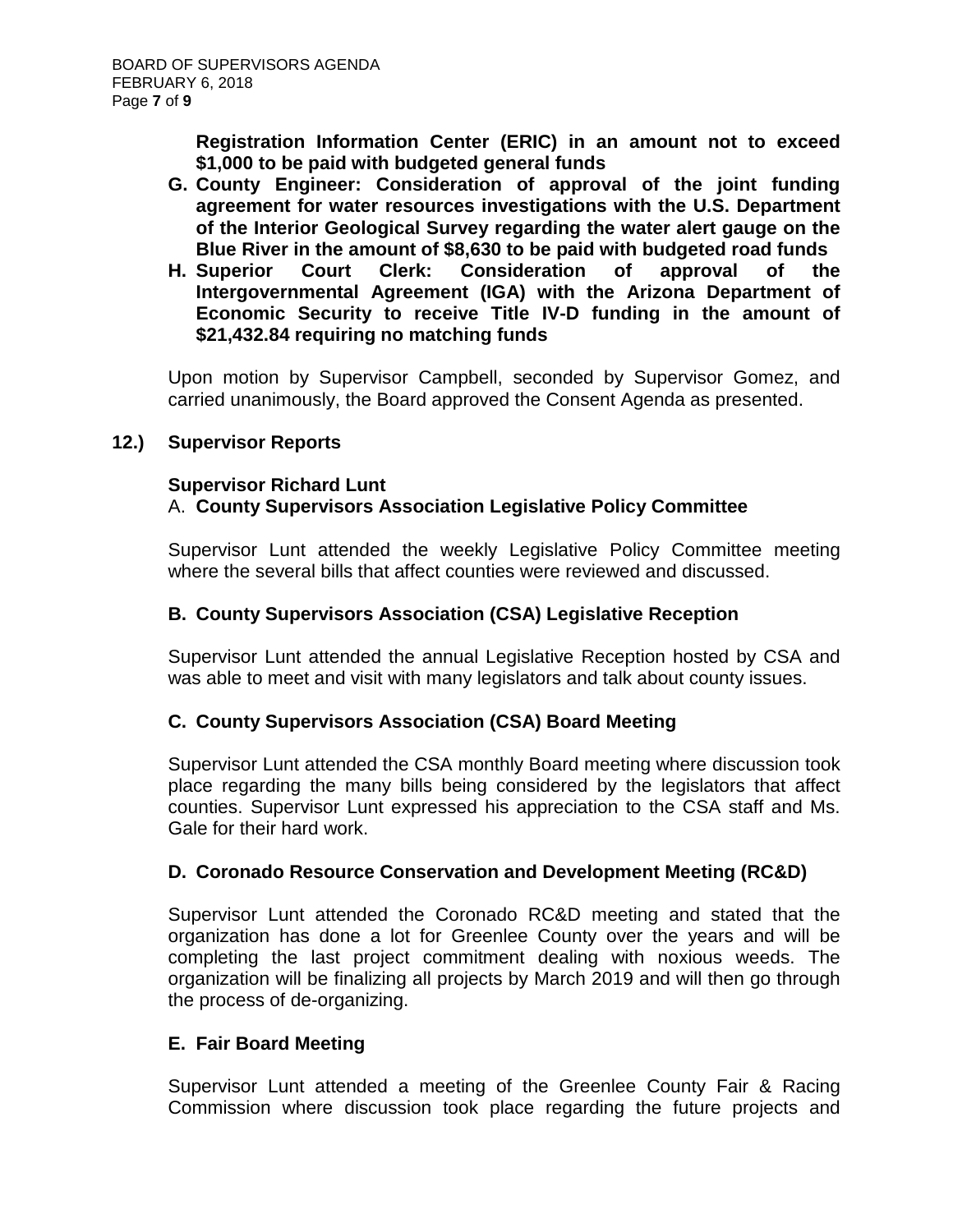**Registration Information Center (ERIC) in an amount not to exceed $1,000 to be paid with budgeted general funds**

**G. County Engineer: Consideration of approval of the joint funding agreement for water resources investigations with the U.S. Department of the Interior Geological Survey regarding the water alert gauge on the Blue River in the amount of $8,630 to be paid with budgeted road funds**

**H. Superior Court Clerk: Consideration of approval of the Intergovernmental Agreement (IGA) with the Arizona Department of Economic Security to receive Title IV-D funding in the amount of $21,432.84 requiring no matching funds**

Upon motion by Supervisor Campbell, seconded by Supervisor Gomez, and carried unanimously, the Board approved the Consent Agenda as presented.

**12.) Supervisor Reports**

**Supervisor Richard Lunt**

A. **County Supervisors Association Legislative Policy Committee**

Supervisor Lunt attended the weekly Legislative Policy Committee meeting where the several bills that affect counties were reviewed and discussed.

**B. County Supervisors Association (CSA) Legislative Reception**

Supervisor Lunt attended the annual Legislative Reception hosted by CSA and was able to meet and visit with many legislators and talk about county issues.

**C. County Supervisors Association (CSA) Board Meeting**

Supervisor Lunt attended the CSA monthly Board meeting where discussion took place regarding the many bills being considered by the legislators that affect counties. Supervisor Lunt expressed his appreciation to the CSA staff and Ms. Gale for their hard work.

**D. Coronado Resource Conservation and Development Meeting (RC&D)**

Supervisor Lunt attended the Coronado RC&D meeting and stated that the organization has done a lot for Greenlee County over the years and will be completing the last project commitment dealing with noxious weeds. The organization will be finalizing all projects by March 2019 and will then go through the process of de-organizing.

**E. Fair Board Meeting**

Supervisor Lunt attended a meeting of the Greenlee County Fair & Racing Commission where discussion took place regarding the future projects and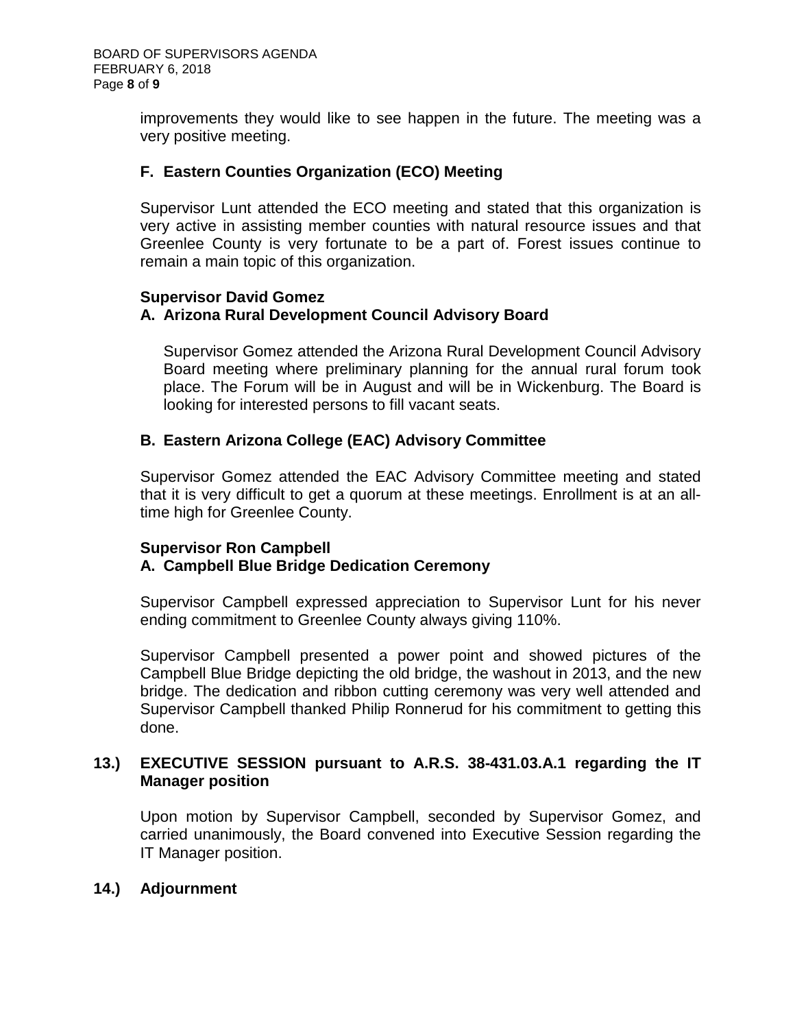improvements they would like to see happen in the future. The meeting was a very positive meeting.

**F. Eastern Counties Organization (ECO) Meeting**

Supervisor Lunt attended the ECO meeting and stated that this organization is very active in assisting member counties with natural resource issues and that Greenlee County is very fortunate to be a part of. Forest issues continue to remain a main topic of this organization.

**Supervisor David Gomez**

**A. Arizona Rural Development Council Advisory Board**

Supervisor Gomez attended the Arizona Rural Development Council Advisory Board meeting where preliminary planning for the annual rural forum took place. The Forum will be in August and will be in Wickenburg. The Board is looking for interested persons to fill vacant seats.

**B. Eastern Arizona College (EAC) Advisory Committee**

Supervisor Gomez attended the EAC Advisory Committee meeting and stated that it is very difficult to get a quorum at these meetings. Enrollment is at an all-time high for Greenlee County.

**Supervisor Ron Campbell**

**A. Campbell Blue Bridge Dedication Ceremony**

Supervisor Campbell expressed appreciation to Supervisor Lunt for his never ending commitment to Greenlee County always giving 110%.

Supervisor Campbell presented a power point and showed pictures of the Campbell Blue Bridge depicting the old bridge, the washout in 2013, and the new bridge. The dedication and ribbon cutting ceremony was very well attended and Supervisor Campbell thanked Philip Ronnerud for his commitment to getting this done.

**13.) EXECUTIVE SESSION pursuant to A.R.S. 38-431.03.A.1 regarding the IT Manager position**

Upon motion by Supervisor Campbell, seconded by Supervisor Gomez, and carried unanimously, the Board convened into Executive Session regarding the IT Manager position.

**14.) Adjournment**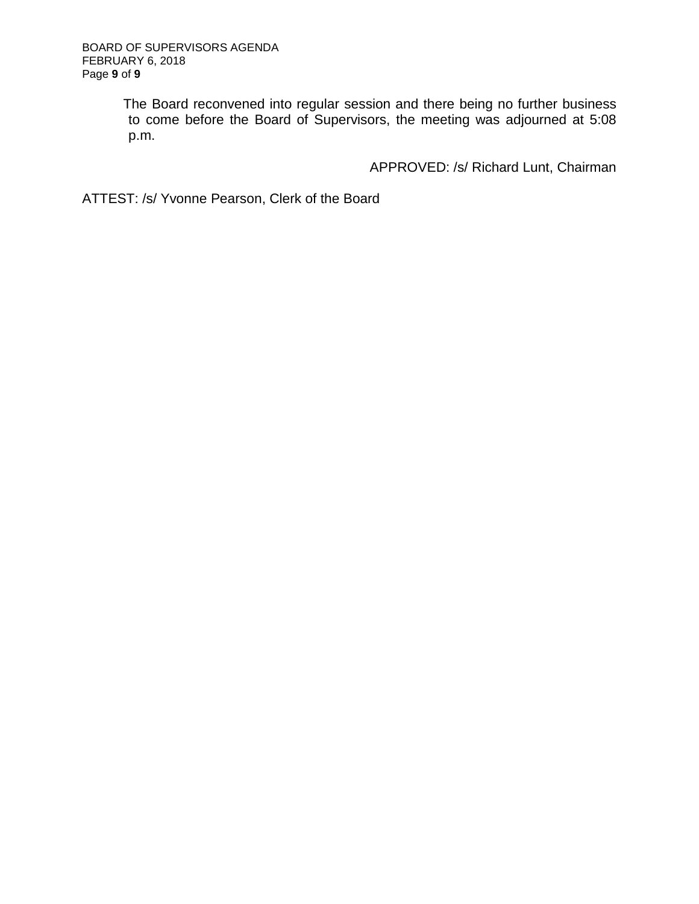The Board reconvened into regular session and there being no further business to come before the Board of Supervisors, the meeting was adjourned at 5:08 p.m.

APPROVED: /s/ Richard Lunt, Chairman

ATTEST: /s/ Yvonne Pearson, Clerk of the Board